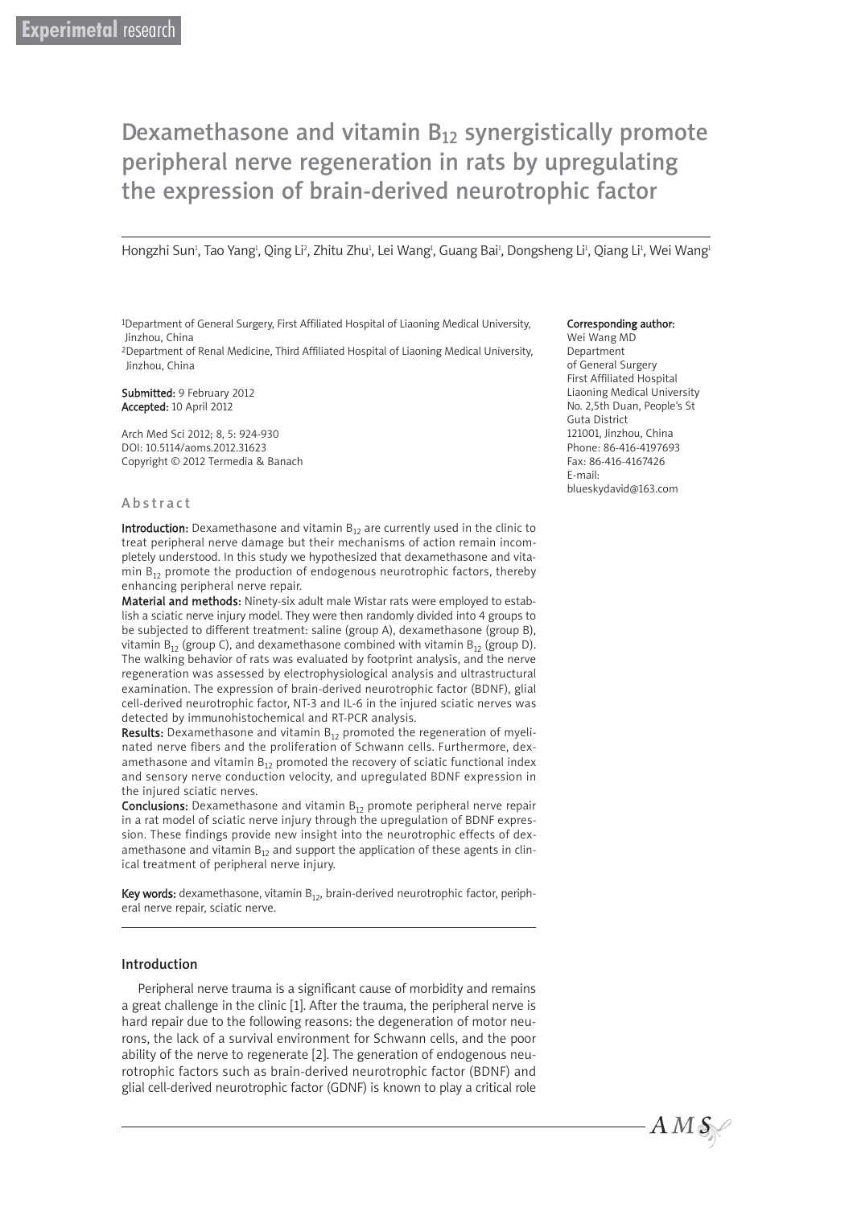Experimetal research

# Dexamethasone and vitamin $B_{12}$ synergistically promote peripheral nerve regeneration in rats by upregulating the expression of brain-derived neurotrophic factor

Hongzhi Sun[1], Tao Yang[1], Qing Li[2], Zhitu Zhu[1], Lei Wang[1], Guang Bai[1], Dongsheng Li[1], Qiang Li[1], Wei Wang[1]

[1]Department of General Surgery, First Affiliated Hospital of Liaoning Medical University, Jinzhou, China
[2]Department of Renal Medicine, Third Affiliated Hospital of Liaoning Medical University, Jinzhou, China

**Submitted:** 9 February 2012
**Accepted:** 10 April 2012

Arch Med Sci 2012; 8, 5: 924-930
DOI: 10.5114/aoms.2012.31623
Copyright © 2012 Termedia & Banach

**Corresponding author:**
Wei Wang MD
Department
of General Surgery
First Affiliated Hospital
Liaoning Medical University
No. 2,5th Duan, People's St
Guta District
121001, Jinzhou, China
Phone: 86-416-4197693
Fax: 86-416-4167426
E-mail:
blueskydavid@163.com

## Abstract

**Introduction:** Dexamethasone and vitamin $B_{12}$ are currently used in the clinic to treat peripheral nerve damage but their mechanisms of action remain incompletely understood. In this study we hypothesized that dexamethasone and vitamin $B_{12}$ promote the production of endogenous neurotrophic factors, thereby enhancing peripheral nerve repair.

**Material and methods:** Ninety-six adult male Wistar rats were employed to establish a sciatic nerve injury model. They were then randomly divided into 4 groups to be subjected to different treatment: saline (group A), dexamethasone (group B), vitamin $B_{12}$ (group C), and dexamethasone combined with vitamin $B_{12}$ (group D). The walking behavior of rats was evaluated by footprint analysis, and the nerve regeneration was assessed by electrophysiological analysis and ultrastructural examination. The expression of brain-derived neurotrophic factor (BDNF), glial cell-derived neurotrophic factor, NT-3 and IL-6 in the injured sciatic nerves was detected by immunohistochemical and RT-PCR analysis.

**Results:** Dexamethasone and vitamin $B_{12}$ promoted the regeneration of myelinated nerve fibers and the proliferation of Schwann cells. Furthermore, dexamethasone and vitamin $B_{12}$ promoted the recovery of sciatic functional index and sensory nerve conduction velocity, and upregulated BDNF expression in the injured sciatic nerves.

**Conclusions:** Dexamethasone and vitamin $B_{12}$ promote peripheral nerve repair in a rat model of sciatic nerve injury through the upregulation of BDNF expression. These findings provide new insight into the neurotrophic effects of dexamethasone and vitamin $B_{12}$ and support the application of these agents in clinical treatment of peripheral nerve injury.

**Key words:** dexamethasone, vitamin $B_{12}$, brain-derived neurotrophic factor, peripheral nerve repair, sciatic nerve.

## Introduction

Peripheral nerve trauma is a significant cause of morbidity and remains a great challenge in the clinic [1]. After the trauma, the peripheral nerve is hard repair due to the following reasons: the degeneration of motor neurons, the lack of a survival environment for Schwann cells, and the poor ability of the nerve to regenerate [2]. The generation of endogenous neurotrophic factors such as brain-derived neurotrophic factor (BDNF) and glial cell-derived neurotrophic factor (GDNF) is known to play a critical role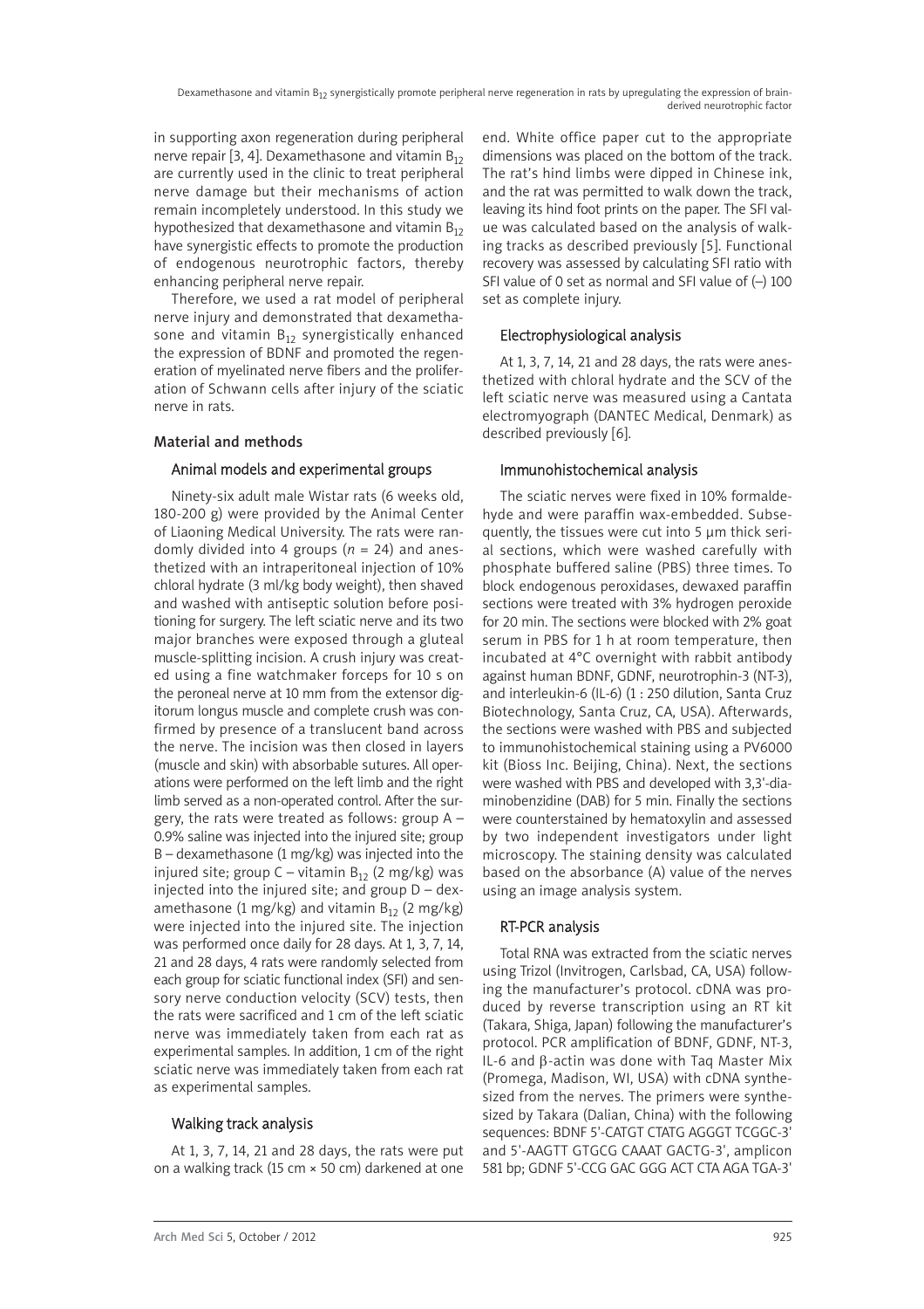in supporting axon regeneration during peripheral nerve repair [3, 4]. Dexamethasone and vitamin $B_{12}$ are currently used in the clinic to treat peripheral nerve damage but their mechanisms of action remain incompletely understood. In this study we hypothesized that dexamethasone and vitamin $B_{12}$ have synergistic effects to promote the production of endogenous neurotrophic factors, thereby enhancing peripheral nerve repair.

Therefore, we used a rat model of peripheral nerve injury and demonstrated that dexamethasone and vitamin $B_{12}$ synergistically enhanced the expression of BDNF and promoted the regeneration of myelinated nerve fibers and the proliferation of Schwann cells after injury of the sciatic nerve in rats.

## Material and methods

### Animal models and experimental groups

Ninety-six adult male Wistar rats (6 weeks old, 180-200 g) were provided by the Animal Center of Liaoning Medical University. The rats were randomly divided into 4 groups (*n* = 24) and anesthetized with an intraperitoneal injection of 10% chloral hydrate (3 ml/kg body weight), then shaved and washed with antiseptic solution before positioning for surgery. The left sciatic nerve and its two major branches were exposed through a gluteal muscle-splitting incision. A crush injury was created using a fine watchmaker forceps for 10 s on the peroneal nerve at 10 mm from the extensor digitorum longus muscle and complete crush was confirmed by presence of a translucent band across the nerve. The incision was then closed in layers (muscle and skin) with absorbable sutures. All operations were performed on the left limb and the right limb served as a non-operated control. After the surgery, the rats were treated as follows: group A – 0.9% saline was injected into the injured site; group B – dexamethasone (1 mg/kg) was injected into the injured site; group C – vitamin $B_{12}$ (2 mg/kg) was injected into the injured site; and group D – dexamethasone (1 mg/kg) and vitamin $B_{12}$ (2 mg/kg) were injected into the injured site. The injection was performed once daily for 28 days. At 1, 3, 7, 14, 21 and 28 days, 4 rats were randomly selected from each group for sciatic functional index (SFI) and sensory nerve conduction velocity (SCV) tests, then the rats were sacrificed and 1 cm of the left sciatic nerve was immediately taken from each rat as experimental samples. In addition, 1 cm of the right sciatic nerve was immediately taken from each rat as experimental samples.

### Walking track analysis

At 1, 3, 7, 14, 21 and 28 days, the rats were put on a walking track (15 cm × 50 cm) darkened at one end. White office paper cut to the appropriate dimensions was placed on the bottom of the track. The rat's hind limbs were dipped in Chinese ink, and the rat was permitted to walk down the track, leaving its hind foot prints on the paper. The SFI value was calculated based on the analysis of walking tracks as described previously [5]. Functional recovery was assessed by calculating SFI ratio with SFI value of 0 set as normal and SFI value of (–) 100 set as complete injury.

### Electrophysiological analysis

At 1, 3, 7, 14, 21 and 28 days, the rats were anesthetized with chloral hydrate and the SCV of the left sciatic nerve was measured using a Cantata electromyograph (DANTEC Medical, Denmark) as described previously [6].

### Immunohistochemical analysis

The sciatic nerves were fixed in 10% formaldehyde and were paraffin wax-embedded. Subsequently, the tissues were cut into 5 µm thick serial sections, which were washed carefully with phosphate buffered saline (PBS) three times. To block endogenous peroxidases, dewaxed paraffin sections were treated with 3% hydrogen peroxide for 20 min. The sections were blocked with 2% goat serum in PBS for 1 h at room temperature, then incubated at 4°C overnight with rabbit antibody against human BDNF, GDNF, neurotrophin-3 (NT-3), and interleukin-6 (IL-6) (1 : 250 dilution, Santa Cruz Biotechnology, Santa Cruz, CA, USA). Afterwards, the sections were washed with PBS and subjected to immunohistochemical staining using a PV6000 kit (Bioss Inc. Beijing, China). Next, the sections were washed with PBS and developed with 3,3'-diaminobenzidine (DAB) for 5 min. Finally the sections were counterstained by hematoxylin and assessed by two independent investigators under light microscopy. The staining density was calculated based on the absorbance (A) value of the nerves using an image analysis system.

### RT-PCR analysis

Total RNA was extracted from the sciatic nerves using Trizol (Invitrogen, Carlsbad, CA, USA) following the manufacturer's protocol. cDNA was produced by reverse transcription using an RT kit (Takara, Shiga, Japan) following the manufacturer's protocol. PCR amplification of BDNF, GDNF, NT-3, IL-6 and β-actin was done with Taq Master Mix (Promega, Madison, WI, USA) with cDNA synthesized from the nerves. The primers were synthesized by Takara (Dalian, China) with the following sequences: BDNF 5'-CATGT CTATG AGGGT TCGGC-3' and 5'-AAGTT GTGCG CAAAT GACTG-3', amplicon 581 bp; GDNF 5'-CCG GAC GGG ACT CTA AGA TGA-3'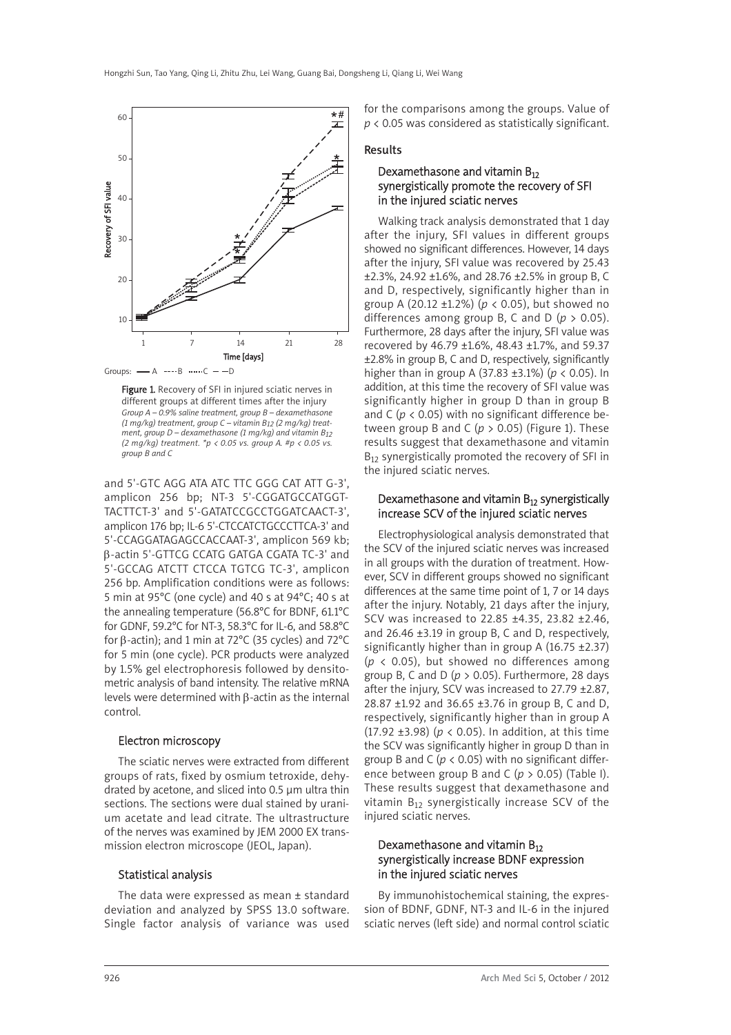Figure 1. Recovery of SFI in injured sciatic nerves in different groups at different times after the injury
*Group A – 0.9% saline treatment, group B – dexamethasone (1 mg/kg) treatment, group C – vitamin $B_{12}$ (2 mg/kg) treatment, group D – dexamethasone (1 mg/kg) and vitamin $B_{12}$ (2 mg/kg) treatment. *p < 0.05 vs. group A. #p < 0.05 vs. group B and C*

and 5'-GTC AGG ATA ATC TTC GGG CAT ATT G-3', amplicon 256 bp; NT-3 5'-CGGATGCCATGGTTACTTCT-3' and 5'-GATATCCGCCTGGATCAACT-3', amplicon 176 bp; IL-6 5'-CTCCATCTGCCCTTCA-3' and 5'-CCAGGATAGAGCCACCAAT-3', amplicon 569 kb; β-actin 5'-GTTCG CCATG GATGA CGATA TC-3' and 5'-GCCAG ATCTT CTCCA TGTCG TC-3', amplicon 256 bp. Amplification conditions were as follows: 5 min at 95°C (one cycle) and 40 s at 94°C; 40 s at the annealing temperature (56.8°C for BDNF, 61.1°C for GDNF, 59.2°C for NT-3, 58.3°C for IL-6, and 58.8°C for β-actin); and 1 min at 72°C (35 cycles) and 72°C for 5 min (one cycle). PCR products were analyzed by 1.5% gel electrophoresis followed by densitometric analysis of band intensity. The relative mRNA levels were determined with β-actin as the internal control.

### Electron microscopy

The sciatic nerves were extracted from different groups of rats, fixed by osmium tetroxide, dehydrated by acetone, and sliced into 0.5 μm ultra thin sections. The sections were dual stained by uranium acetate and lead citrate. The ultrastructure of the nerves was examined by JEM 2000 EX transmission electron microscope (JEOL, Japan).

### Statistical analysis

The data were expressed as mean ± standard deviation and analyzed by SPSS 13.0 software. Single factor analysis of variance was used for the comparisons among the groups. Value of $p < 0.05$ was considered as statistically significant.

## Results

### Dexamethasone and vitamin $B_{12}$ synergistically promote the recovery of SFI in the injured sciatic nerves

Walking track analysis demonstrated that 1 day after the injury, SFI values in different groups showed no significant differences. However, 14 days after the injury, SFI value was recovered by 25.43 ±2.3%, 24.92 ±1.6%, and 28.76 ±2.5% in group B, C and D, respectively, significantly higher than in group A (20.12 ±1.2%) ($p < 0.05$), but showed no differences among group B, C and D ($p > 0.05$). Furthermore, 28 days after the injury, SFI value was recovered by 46.79 ±1.6%, 48.43 ±1.7%, and 59.37 ±2.8% in group B, C and D, respectively, significantly higher than in group A (37.83 ±3.1%) ($p < 0.05$). In addition, at this time the recovery of SFI value was significantly higher in group D than in group B and C ($p < 0.05$) with no significant difference between group B and C ($p > 0.05$) (Figure 1). These results suggest that dexamethasone and vitamin $B_{12}$ synergistically promoted the recovery of SFI in the injured sciatic nerves.

### Dexamethasone and vitamin $B_{12}$ synergistically increase SCV of the injured sciatic nerves

Electrophysiological analysis demonstrated that the SCV of the injured sciatic nerves was increased in all groups with the duration of treatment. However, SCV in different groups showed no significant differences at the same time point of 1, 7 or 14 days after the injury. Notably, 21 days after the injury, SCV was increased to 22.85 ±4.35, 23.82 ±2.46, and 26.46 ±3.19 in group B, C and D, respectively, significantly higher than in group A (16.75 ±2.37) ($p < 0.05$), but showed no differences among group B, C and D ($p > 0.05$). Furthermore, 28 days after the injury, SCV was increased to 27.79 ±2.87, 28.87 ±1.92 and 36.65 ±3.76 in group B, C and D, respectively, significantly higher than in group A (17.92 ±3.98) ($p < 0.05$). In addition, at this time the SCV was significantly higher in group D than in group B and C ($p < 0.05$) with no significant difference between group B and C ($p > 0.05$) (Table I). These results suggest that dexamethasone and vitamin $B_{12}$ synergistically increase SCV of the injured sciatic nerves.

### Dexamethasone and vitamin $B_{12}$ synergistically increase BDNF expression in the injured sciatic nerves

By immunohistochemical staining, the expression of BDNF, GDNF, NT-3 and IL-6 in the injured sciatic nerves (left side) and normal control sciatic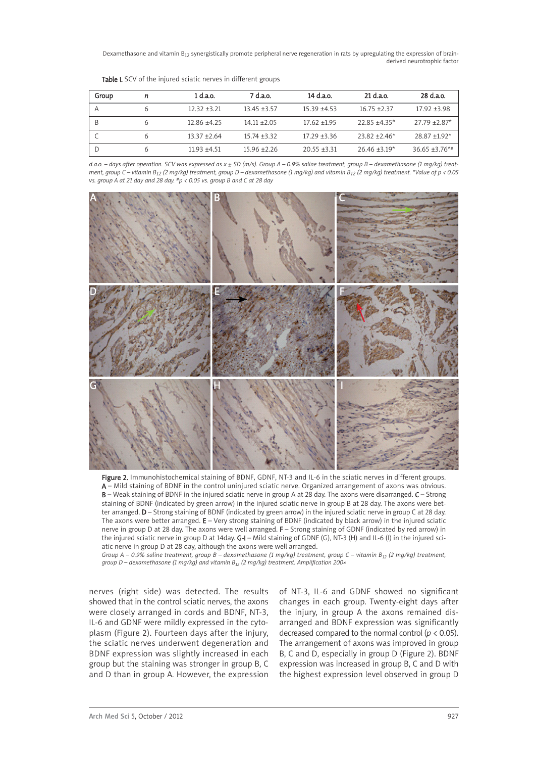Table I. SCV of the injured sciatic nerves in different groups

| Group | n | 1 d.a.o. | 7 d.a.o. | 14 d.a.o. | 21 d.a.o. | 28 d.a.o. |
|---|---|---|---|---|---|---|
| A | 6 | 12.32 ±3.21 | 13.45 ±3.57 | 15.39 ±4.53 | 16.75 ±2.37 | 17.92 ±3.98 |
| B | 6 | 12.86 ±4.25 | 14.11 ±2.05 | 17.62 ±1.95 | 22.85 ±4.35* | 27.79 ±2.87* |
| C | 6 | 13.37 ±2.64 | 15.74 ±3.32 | 17.29 ±3.36 | 23.82 ±2.46* | 28.87 ±1.92* |
| D | 6 | 11.93 ±4.51 | 15.96 ±2.26 | 20.55 ±3.31 | 26.46 ±3.19* | 36.65 ±3.76*# |

*d.a.o. – days after operation. SCV was expressed as x ± SD (m/s). Group A – 0.9% saline treatment, group B – dexamethasone (1 mg/kg) treatment, group C – vitamin $B_{12}$ (2 mg/kg) treatment, group D – dexamethasone (1 mg/kg) and vitamin $B_{12}$ (2 mg/kg) treatment. \*Value of $p < 0.05$ vs. group A at 21 day and 28 day. #p < 0.05 vs. group B and C at 28 day*

**Figure 2.** Immunohistochemical staining of BDNF, GDNF, NT-3 and IL-6 in the sciatic nerves in different groups. **A** – Mild staining of BDNF in the control uninjured sciatic nerve. Organized arrangement of axons was obvious. **B** – Weak staining of BDNF in the injured sciatic nerve in group A at 28 day. The axons were disarranged. **C** – Strong staining of BDNF (indicated by green arrow) in the injured sciatic nerve in group B at 28 day. The axons were better arranged. **D** – Strong staining of BDNF (indicated by green arrow) in the injured sciatic nerve in group C at 28 day. The axons were better arranged. **E** – Very strong staining of BDNF (indicated by black arrow) in the injured sciatic nerve in group D at 28 day. The axons were well arranged. **F** – Strong staining of GDNF (indicated by red arrow) in the injured sciatic nerve in group D at 14day. **G-I** – Mild staining of GDNF (G), NT-3 (H) and IL-6 (I) in the injured sciatic nerve in group D at 28 day, although the axons were well arranged.

*Group A – 0.9% saline treatment, group B – dexamethasone (1 mg/kg) treatment, group C – vitamin $B_{12}$ (2 mg/kg) treatment, group D – dexamethasone (1 mg/kg) and vitamin $B_{12}$ (2 mg/kg) treatment. Amplification 200×*

nerves (right side) was detected. The results showed that in the control sciatic nerves, the axons were closely arranged in cords and BDNF, NT-3, IL-6 and GDNF were mildly expressed in the cytoplasm (Figure 2). Fourteen days after the injury, the sciatic nerves underwent degeneration and BDNF expression was slightly increased in each group but the staining was stronger in group B, C and D than in group A. However, the expression of NT-3, IL-6 and GDNF showed no significant changes in each group. Twenty-eight days after the injury, in group A the axons remained disarranged and BDNF expression was significantly decreased compared to the normal control ($p < 0.05$). The arrangement of axons was improved in group B, C and D, especially in group D (Figure 2). BDNF expression was increased in group B, C and D with the highest expression level observed in group D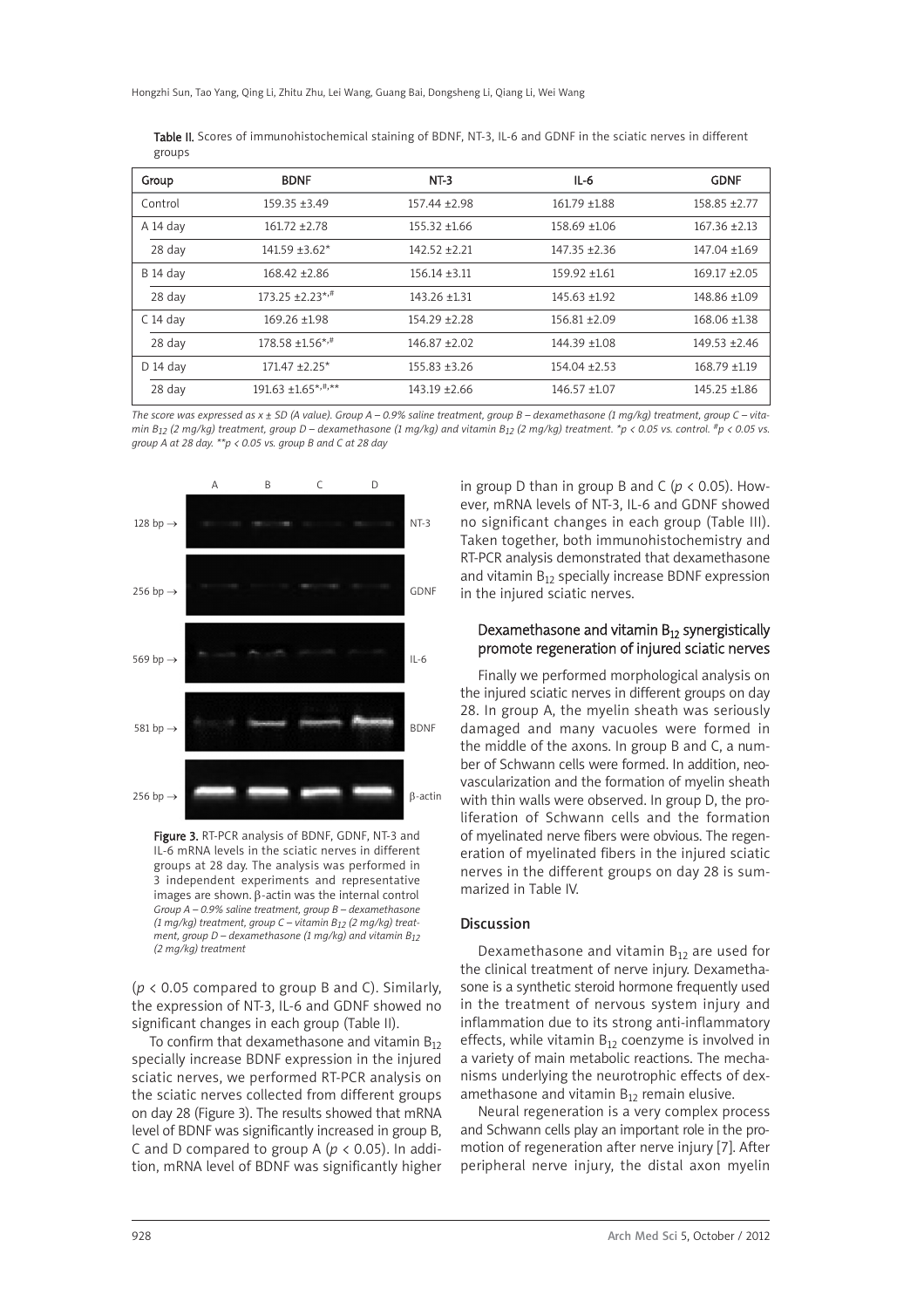**Table II.** Scores of immunohistochemical staining of BDNF, NT-3, IL-6 and GDNF in the sciatic nerves in different groups

| Group | BDNF | NT-3 | IL-6 | GDNF |
|---|---|---|---|---|
| Control | 159.35 ±3.49 | 157.44 ±2.98 | 161.79 ±1.88 | 158.85 ±2.77 |
| A 14 day | 161.72 ±2.78 | 155.32 ±1.66 | 158.69 ±1.06 | 167.36 ±2.13 |
| 28 day | 141.59 ±3.62* | 142.52 ±2.21 | 147.35 ±2.36 | 147.04 ±1.69 |
| B 14 day | 168.42 ±2.86 | 156.14 ±3.11 | 159.92 ±1.61 | 169.17 ±2.05 |
| 28 day | 173.25 ±2.23*,# | 143.26 ±1.31 | 145.63 ±1.92 | 148.86 ±1.09 |
| C 14 day | 169.26 ±1.98 | 154.29 ±2.28 | 156.81 ±2.09 | 168.06 ±1.38 |
| 28 day | 178.58 ±1.56*,# | 146.87 ±2.02 | 144.39 ±1.08 | 149.53 ±2.46 |
| D 14 day | 171.47 ±2.25* | 155.83 ±3.26 | 154.04 ±2.53 | 168.79 ±1.19 |
| 28 day | 191.63 ±1.65*,#,** | 143.19 ±2.66 | 146.57 ±1.07 | 145.25 ±1.86 |

*The score was expressed as x ± SD (A value). Group A – 0.9% saline treatment, group B – dexamethasone (1 mg/kg) treatment, group C – vitamin $B_{12}$ (2 mg/kg) treatment, group D – dexamethasone (1 mg/kg) and vitamin $B_{12}$ (2 mg/kg) treatment. *p < 0.05 vs. control. #p < 0.05 vs. group A at 28 day. **p < 0.05 vs. group B and C at 28 day*

**Figure 3.** RT-PCR analysis of BDNF, GDNF, NT-3 and IL-6 mRNA levels in the sciatic nerves in different groups at 28 day. The analysis was performed in 3 independent experiments and representative images are shown. β-actin was the internal control *Group A – 0.9% saline treatment, group B – dexamethasone (1 mg/kg) treatment, group C – vitamin $B_{12}$ (2 mg/kg) treatment, group D – dexamethasone (1 mg/kg) and vitamin $B_{12}$ (2 mg/kg) treatment*

($p < 0.05$ compared to group B and C). Similarly, the expression of NT-3, IL-6 and GDNF showed no significant changes in each group (Table II).

To confirm that dexamethasone and vitamin $B_{12}$ specially increase BDNF expression in the injured sciatic nerves, we performed RT-PCR analysis on the sciatic nerves collected from different groups on day 28 (Figure 3). The results showed that mRNA level of BDNF was significantly increased in group B, C and D compared to group A ($p < 0.05$). In addition, mRNA level of BDNF was significantly higher in group D than in group B and C ($p < 0.05$). However, mRNA levels of NT-3, IL-6 and GDNF showed no significant changes in each group (Table III). Taken together, both immunohistochemistry and RT-PCR analysis demonstrated that dexamethasone and vitamin $B_{12}$ specially increase BDNF expression in the injured sciatic nerves.

### Dexamethasone and vitamin $B_{12}$ synergistically promote regeneration of injured sciatic nerves

Finally we performed morphological analysis on the injured sciatic nerves in different groups on day 28. In group A, the myelin sheath was seriously damaged and many vacuoles were formed in the middle of the axons. In group B and C, a number of Schwann cells were formed. In addition, neovascularization and the formation of myelin sheath with thin walls were observed. In group D, the proliferation of Schwann cells and the formation of myelinated nerve fibers were obvious. The regeneration of myelinated fibers in the injured sciatic nerves in the different groups on day 28 is summarized in Table IV.

## Discussion

Dexamethasone and vitamin $B_{12}$ are used for the clinical treatment of nerve injury. Dexamethasone is a synthetic steroid hormone frequently used in the treatment of nervous system injury and inflammation due to its strong anti-inflammatory effects, while vitamin $B_{12}$ coenzyme is involved in a variety of main metabolic reactions. The mechanisms underlying the neurotrophic effects of dexamethasone and vitamin $B_{12}$ remain elusive.

Neural regeneration is a very complex process and Schwann cells play an important role in the promotion of regeneration after nerve injury [7]. After peripheral nerve injury, the distal axon myelin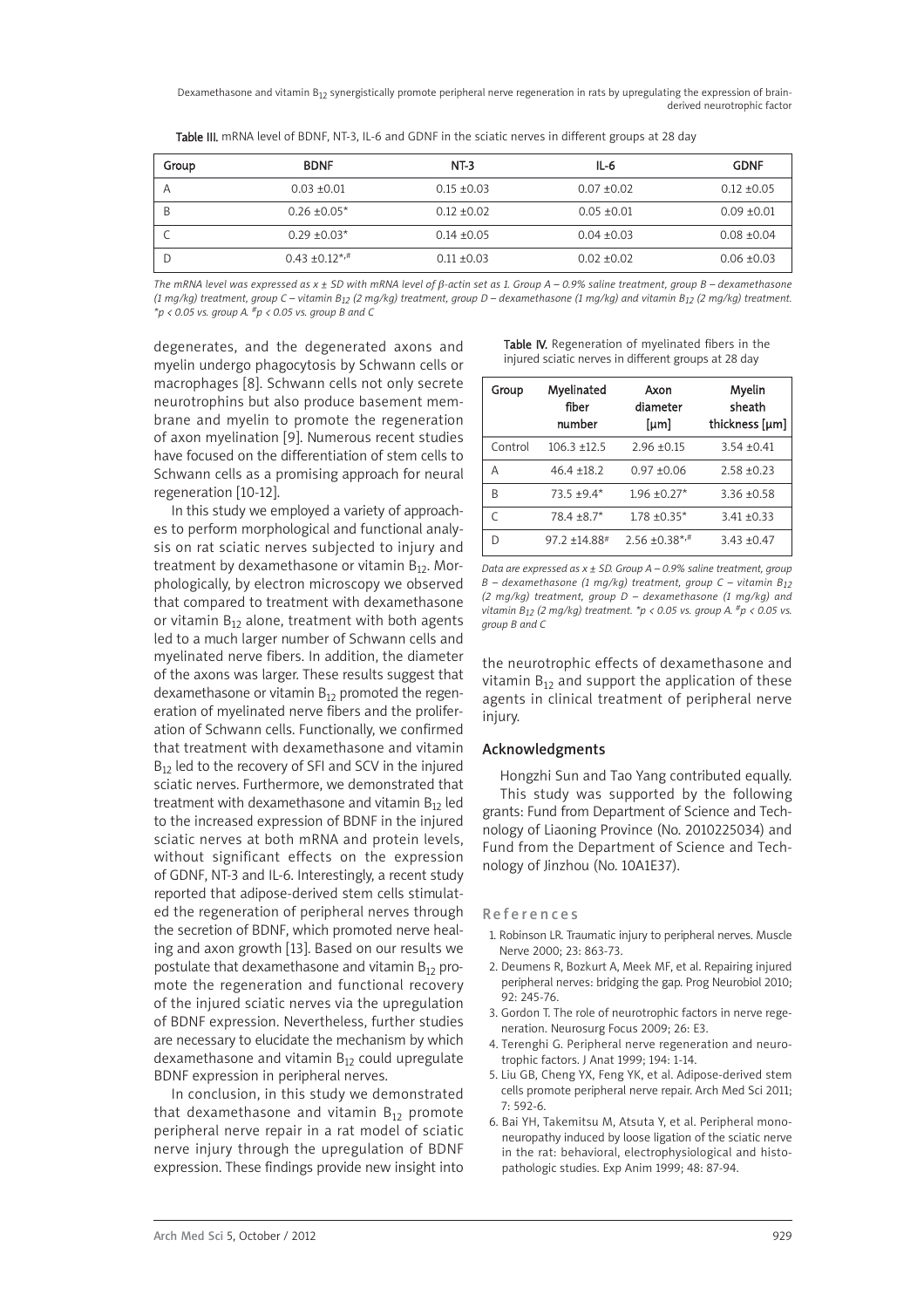Table III. mRNA level of BDNF, NT-3, IL-6 and GDNF in the sciatic nerves in different groups at 28 day

| Group | BDNF | NT-3 | IL-6 | GDNF |
|---|---|---|---|---|
| A | 0.03 ±0.01 | 0.15 ±0.03 | 0.07 ±0.02 | 0.12 ±0.05 |
| B | 0.26 ±0.05* | 0.12 ±0.02 | 0.05 ±0.01 | 0.09 ±0.01 |
| C | 0.29 ±0.03* | 0.14 ±0.05 | 0.04 ±0.03 | 0.08 ±0.04 |
| D | 0.43 ±0.12*,# | 0.11 ±0.03 | 0.02 ±0.02 | 0.06 ±0.03 |

*The mRNA level was expressed as x ± SD with mRNA level of β-actin set as 1. Group A – 0.9% saline treatment, group B – dexamethasone (1 mg/kg) treatment, group C – vitamin $B_{12}$ (2 mg/kg) treatment, group D – dexamethasone (1 mg/kg) and vitamin $B_{12}$ (2 mg/kg) treatment. \*$p < 0.05$ vs. group A. #$p < 0.05$ vs. group B and C*

degenerates, and the degenerated axons and myelin undergo phagocytosis by Schwann cells or macrophages [8]. Schwann cells not only secrete neurotrophins but also produce basement membrane and myelin to promote the regeneration of axon myelination [9]. Numerous recent studies have focused on the differentiation of stem cells to Schwann cells as a promising approach for neural regeneration [10-12].

In this study we employed a variety of approaches to perform morphological and functional analysis on rat sciatic nerves subjected to injury and treatment by dexamethasone or vitamin $B_{12}$. Morphologically, by electron microscopy we observed that compared to treatment with dexamethasone or vitamin $B_{12}$ alone, treatment with both agents led to a much larger number of Schwann cells and myelinated nerve fibers. In addition, the diameter of the axons was larger. These results suggest that dexamethasone or vitamin $B_{12}$ promoted the regeneration of myelinated nerve fibers and the proliferation of Schwann cells. Functionally, we confirmed that treatment with dexamethasone and vitamin $B_{12}$ led to the recovery of SFI and SCV in the injured sciatic nerves. Furthermore, we demonstrated that treatment with dexamethasone and vitamin $B_{12}$ led to the increased expression of BDNF in the injured sciatic nerves at both mRNA and protein levels, without significant effects on the expression of GDNF, NT-3 and IL-6. Interestingly, a recent study reported that adipose-derived stem cells stimulated the regeneration of peripheral nerves through the secretion of BDNF, which promoted nerve healing and axon growth [13]. Based on our results we postulate that dexamethasone and vitamin $B_{12}$ promote the regeneration and functional recovery of the injured sciatic nerves via the upregulation of BDNF expression. Nevertheless, further studies are necessary to elucidate the mechanism by which dexamethasone and vitamin $B_{12}$ could upregulate BDNF expression in peripheral nerves.

In conclusion, in this study we demonstrated that dexamethasone and vitamin $B_{12}$ promote peripheral nerve repair in a rat model of sciatic nerve injury through the upregulation of BDNF expression. These findings provide new insight into the neurotrophic effects of dexamethasone and vitamin $B_{12}$ and support the application of these agents in clinical treatment of peripheral nerve injury.

Table IV. Regeneration of myelinated fibers in the injured sciatic nerves in different groups at 28 day

| Group | Myelinated fiber number | Axon diameter [μm] | Myelin sheath thickness [μm] |
|---|---|---|---|
| Control | 106.3 ±12.5 | 2.96 ±0.15 | 3.54 ±0.41 |
| A | 46.4 ±18.2 | 0.97 ±0.06 | 2.58 ±0.23 |
| B | 73.5 ±9.4* | 1.96 ±0.27* | 3.36 ±0.58 |
| C | 78.4 ±8.7* | 1.78 ±0.35* | 3.41 ±0.33 |
| D | 97.2 ±14.88# | 2.56 ±0.38*,# | 3.43 ±0.47 |

*Data are expressed as x ± SD. Group A – 0.9% saline treatment, group B – dexamethasone (1 mg/kg) treatment, group C – vitamin $B_{12}$ (2 mg/kg) treatment, group D – dexamethasone (1 mg/kg) and vitamin $B_{12}$ (2 mg/kg) treatment. \*$p < 0.05$ vs. group A. #$p < 0.05$ vs. group B and C*

## Acknowledgments

Hongzhi Sun and Tao Yang contributed equally.

This study was supported by the following grants: Fund from Department of Science and Technology of Liaoning Province (No. 2010225034) and Fund from the Department of Science and Technology of Jinzhou (No. 10A1E37).

## References

1. Robinson LR. Traumatic injury to peripheral nerves. Muscle Nerve 2000; 23: 863-73.
2. Deumens R, Bozkurt A, Meek MF, et al. Repairing injured peripheral nerves: bridging the gap. Prog Neurobiol 2010; 92: 245-76.
3. Gordon T. The role of neurotrophic factors in nerve regeneration. Neurosurg Focus 2009; 26: E3.
4. Terenghi G. Peripheral nerve regeneration and neurotrophic factors. J Anat 1999; 194: 1-14.
5. Liu GB, Cheng YX, Feng YK, et al. Adipose-derived stem cells promote peripheral nerve repair. Arch Med Sci 2011; 7: 592-6.
6. Bai YH, Takemitsu M, Atsuta Y, et al. Peripheral mononeuropathy induced by loose ligation of the sciatic nerve in the rat: behavioral, electrophysiological and histopathologic studies. Exp Anim 1999; 48: 87-94.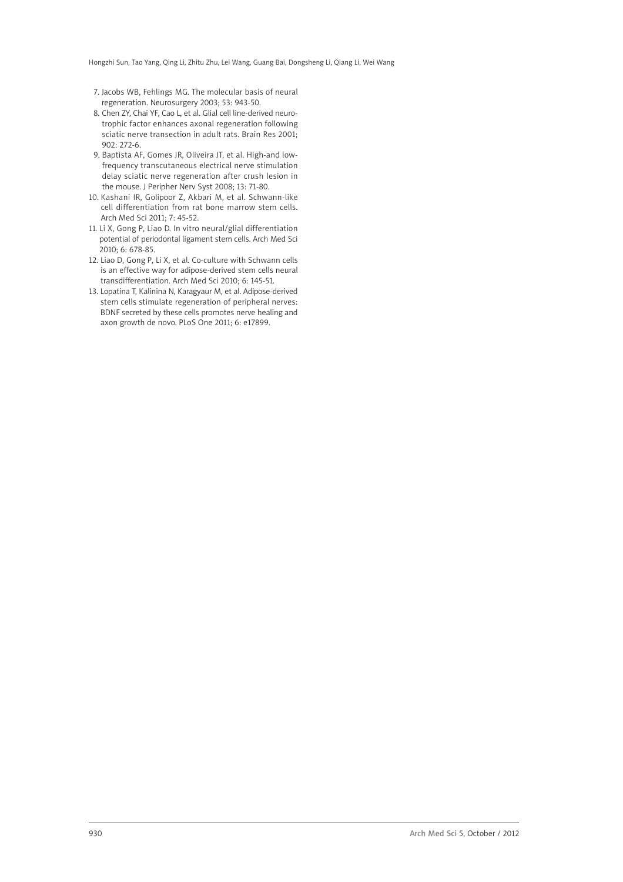7. Jacobs WB, Fehlings MG. The molecular basis of neural regeneration. Neurosurgery 2003; 53: 943-50.
8. Chen ZY, Chai YF, Cao L, et al. Glial cell line-derived neurotrophic factor enhances axonal regeneration following sciatic nerve transection in adult rats. Brain Res 2001; 902: 272-6.
9. Baptista AF, Gomes JR, Oliveira JT, et al. High-and low-frequency transcutaneous electrical nerve stimulation delay sciatic nerve regeneration after crush lesion in the mouse. J Peripher Nerv Syst 2008; 13: 71-80.
10. Kashani IR, Golipoor Z, Akbari M, et al. Schwann-like cell differentiation from rat bone marrow stem cells. Arch Med Sci 2011; 7: 45-52.
11. Li X, Gong P, Liao D. In vitro neural/glial differentiation potential of periodontal ligament stem cells. Arch Med Sci 2010; 6: 678-85.
12. Liao D, Gong P, Li X, et al. Co-culture with Schwann cells is an effective way for adipose-derived stem cells neural transdifferentiation. Arch Med Sci 2010; 6: 145-51.
13. Lopatina T, Kalinina N, Karagyaur M, et al. Adipose-derived stem cells stimulate regeneration of peripheral nerves: BDNF secreted by these cells promotes nerve healing and axon growth de novo. PLoS One 2011; 6: e17899.